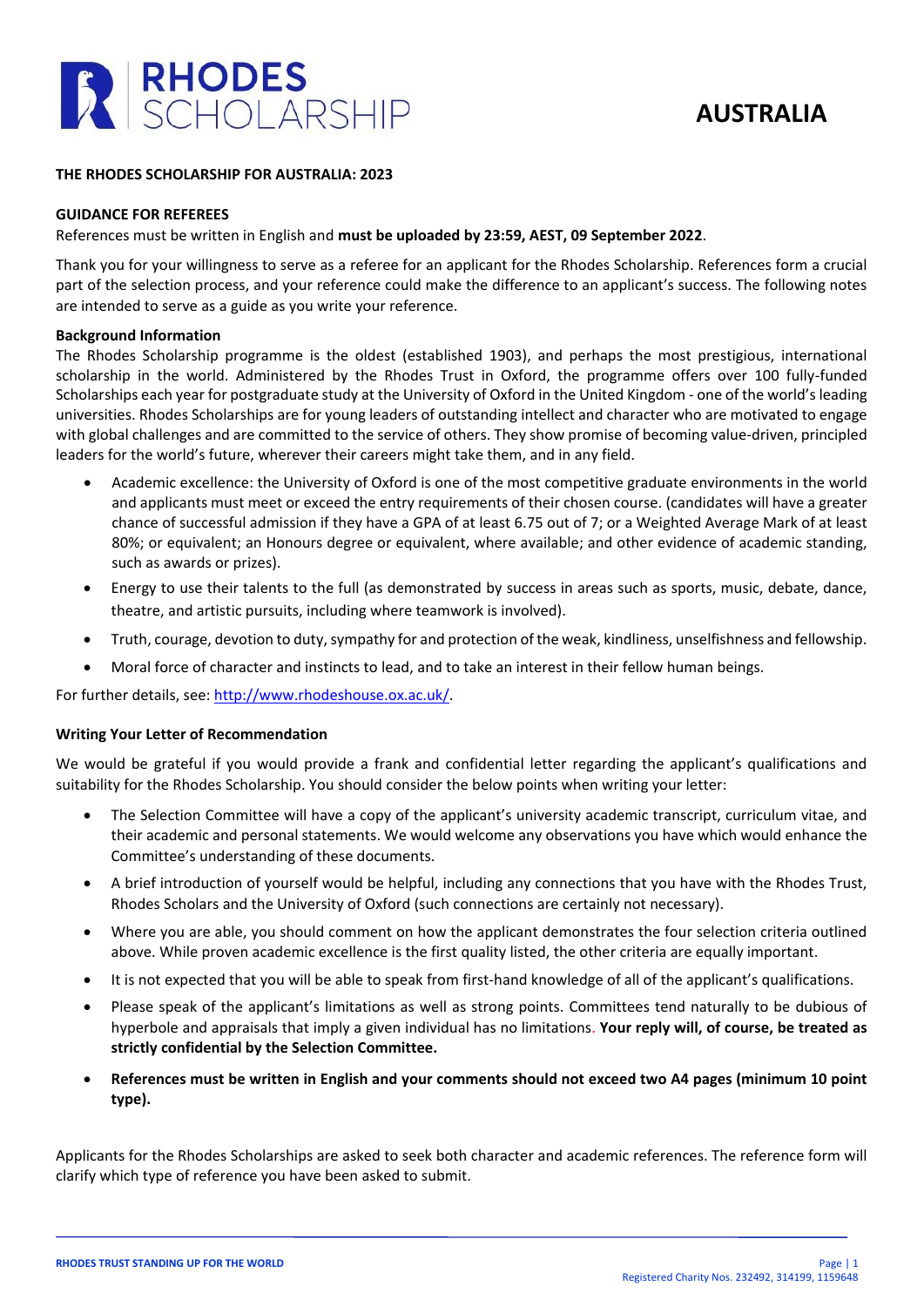# RHODES SCHOLARSHIP

## AUSTRALIA

**THE RHODES SCHOLARSHIP FOR AUSTRALIA: 2023**

**GUIDANCE FOR REFEREES**

References must be written in English and **must be uploaded by 23:59, AEST, 09 September 2022**.

Thank you for your willingness to serve as a referee for an applicant for the Rhodes Scholarship. References form a crucial part of the selection process, and your reference could make the difference to an applicant's success. The following notes are intended to serve as a guide as you write your reference.

**Background Information**

The Rhodes Scholarship programme is the oldest (established 1903), and perhaps the most prestigious, international scholarship in the world. Administered by the Rhodes Trust in Oxford, the programme offers over 100 fully-funded Scholarships each year for postgraduate study at the University of Oxford in the United Kingdom - one of the world's leading universities. Rhodes Scholarships are for young leaders of outstanding intellect and character who are motivated to engage with global challenges and are committed to the service of others. They show promise of becoming value-driven, principled leaders for the world's future, wherever their careers might take them, and in any field.

- Academic excellence: the University of Oxford is one of the most competitive graduate environments in the world and applicants must meet or exceed the entry requirements of their chosen course. (candidates will have a greater chance of successful admission if they have a GPA of at least 6.75 out of 7; or a Weighted Average Mark of at least 80%; or equivalent; an Honours degree or equivalent, where available; and other evidence of academic standing, such as awards or prizes).
- Energy to use their talents to the full (as demonstrated by success in areas such as sports, music, debate, dance, theatre, and artistic pursuits, including where teamwork is involved).
- Truth, courage, devotion to duty, sympathy for and protection of the weak, kindliness, unselfishness and fellowship.
- Moral force of character and instincts to lead, and to take an interest in their fellow human beings.

For further details, see: http://www.rhodeshouse.ox.ac.uk/.

**Writing Your Letter of Recommendation**

We would be grateful if you would provide a frank and confidential letter regarding the applicant's qualifications and suitability for the Rhodes Scholarship. You should consider the below points when writing your letter:

- The Selection Committee will have a copy of the applicant's university academic transcript, curriculum vitae, and their academic and personal statements. We would welcome any observations you have which would enhance the Committee's understanding of these documents.
- A brief introduction of yourself would be helpful, including any connections that you have with the Rhodes Trust, Rhodes Scholars and the University of Oxford (such connections are certainly not necessary).
- Where you are able, you should comment on how the applicant demonstrates the four selection criteria outlined above. While proven academic excellence is the first quality listed, the other criteria are equally important.
- It is not expected that you will be able to speak from first-hand knowledge of all of the applicant's qualifications.
- Please speak of the applicant's limitations as well as strong points. Committees tend naturally to be dubious of hyperbole and appraisals that imply a given individual has no limitations. **Your reply will, of course, be treated as strictly confidential by the Selection Committee.**
- **References must be written in English and your comments should not exceed two A4 pages (minimum 10 point type).**

Applicants for the Rhodes Scholarships are asked to seek both character and academic references. The reference form will clarify which type of reference you have been asked to submit.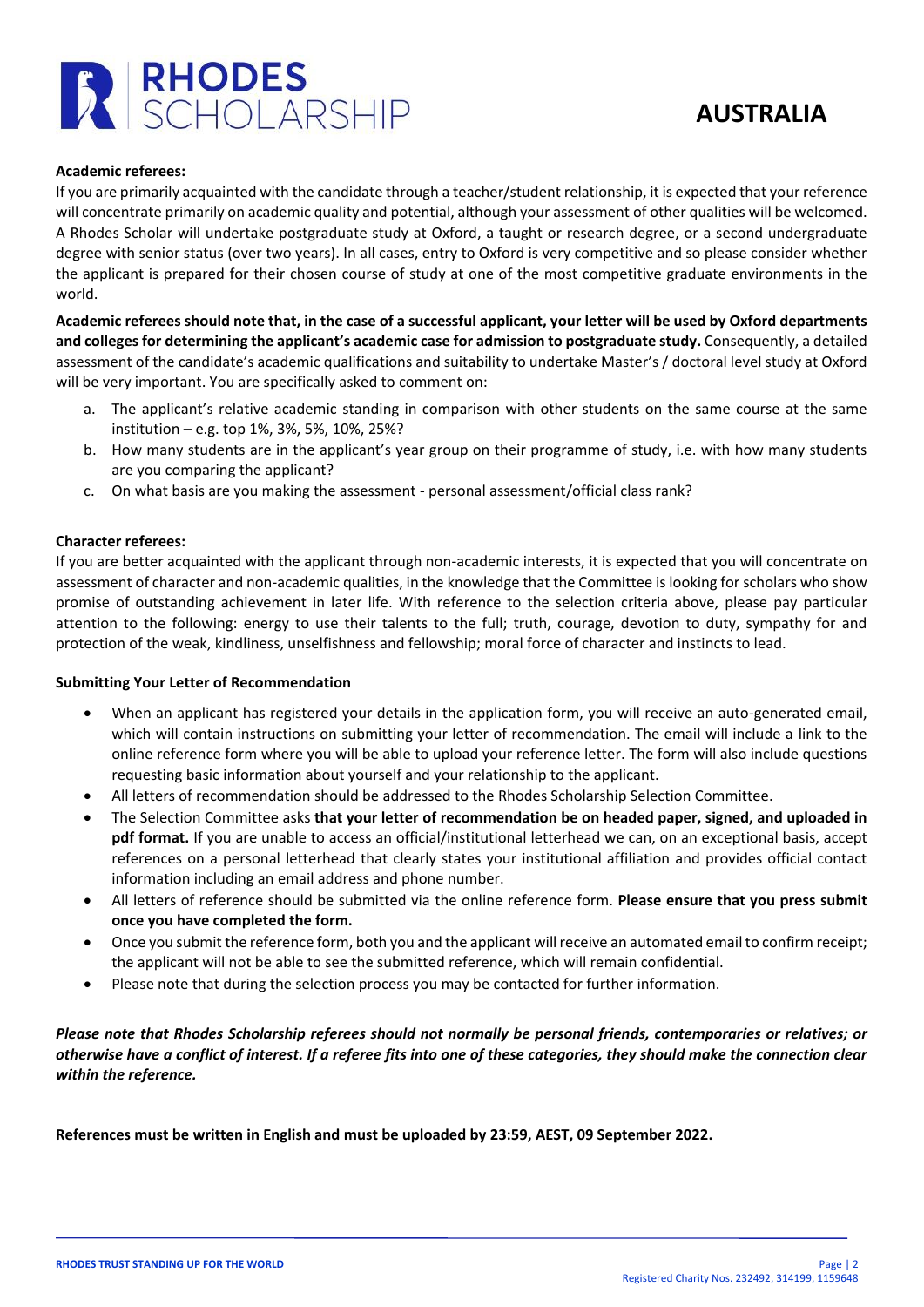**Academic referees:**

If you are primarily acquainted with the candidate through a teacher/student relationship, it is expected that your reference will concentrate primarily on academic quality and potential, although your assessment of other qualities will be welcomed. A Rhodes Scholar will undertake postgraduate study at Oxford, a taught or research degree, or a second undergraduate degree with senior status (over two years). In all cases, entry to Oxford is very competitive and so please consider whether the applicant is prepared for their chosen course of study at one of the most competitive graduate environments in the world.

**Academic referees should note that, in the case of a successful applicant, your letter will be used by Oxford departments and colleges for determining the applicant's academic case for admission to postgraduate study.** Consequently, a detailed assessment of the candidate's academic qualifications and suitability to undertake Master's / doctoral level study at Oxford will be very important. You are specifically asked to comment on:

a. The applicant's relative academic standing in comparison with other students on the same course at the same institution – e.g. top 1%, 3%, 5%, 10%, 25%?
b. How many students are in the applicant's year group on their programme of study, i.e. with how many students are you comparing the applicant?
c. On what basis are you making the assessment - personal assessment/official class rank?

**Character referees:**

If you are better acquainted with the applicant through non-academic interests, it is expected that you will concentrate on assessment of character and non-academic qualities, in the knowledge that the Committee is looking for scholars who show promise of outstanding achievement in later life. With reference to the selection criteria above, please pay particular attention to the following: energy to use their talents to the full; truth, courage, devotion to duty, sympathy for and protection of the weak, kindliness, unselfishness and fellowship; moral force of character and instincts to lead.

**Submitting Your Letter of Recommendation**

- When an applicant has registered your details in the application form, you will receive an auto-generated email, which will contain instructions on submitting your letter of recommendation. The email will include a link to the online reference form where you will be able to upload your reference letter. The form will also include questions requesting basic information about yourself and your relationship to the applicant.
- All letters of recommendation should be addressed to the Rhodes Scholarship Selection Committee.
- The Selection Committee asks **that your letter of recommendation be on headed paper, signed, and uploaded in pdf format.** If you are unable to access an official/institutional letterhead we can, on an exceptional basis, accept references on a personal letterhead that clearly states your institutional affiliation and provides official contact information including an email address and phone number.
- All letters of reference should be submitted via the online reference form. **Please ensure that you press submit once you have completed the form.**
- Once you submit the reference form, both you and the applicant will receive an automated email to confirm receipt; the applicant will not be able to see the submitted reference, which will remain confidential.
- Please note that during the selection process you may be contacted for further information.

***Please note that Rhodes Scholarship referees should not normally be personal friends, contemporaries or relatives; or otherwise have a conflict of interest. If a referee fits into one of these categories, they should make the connection clear within the reference.***

**References must be written in English and must be uploaded by 23:59, AEST, 09 September 2022.**